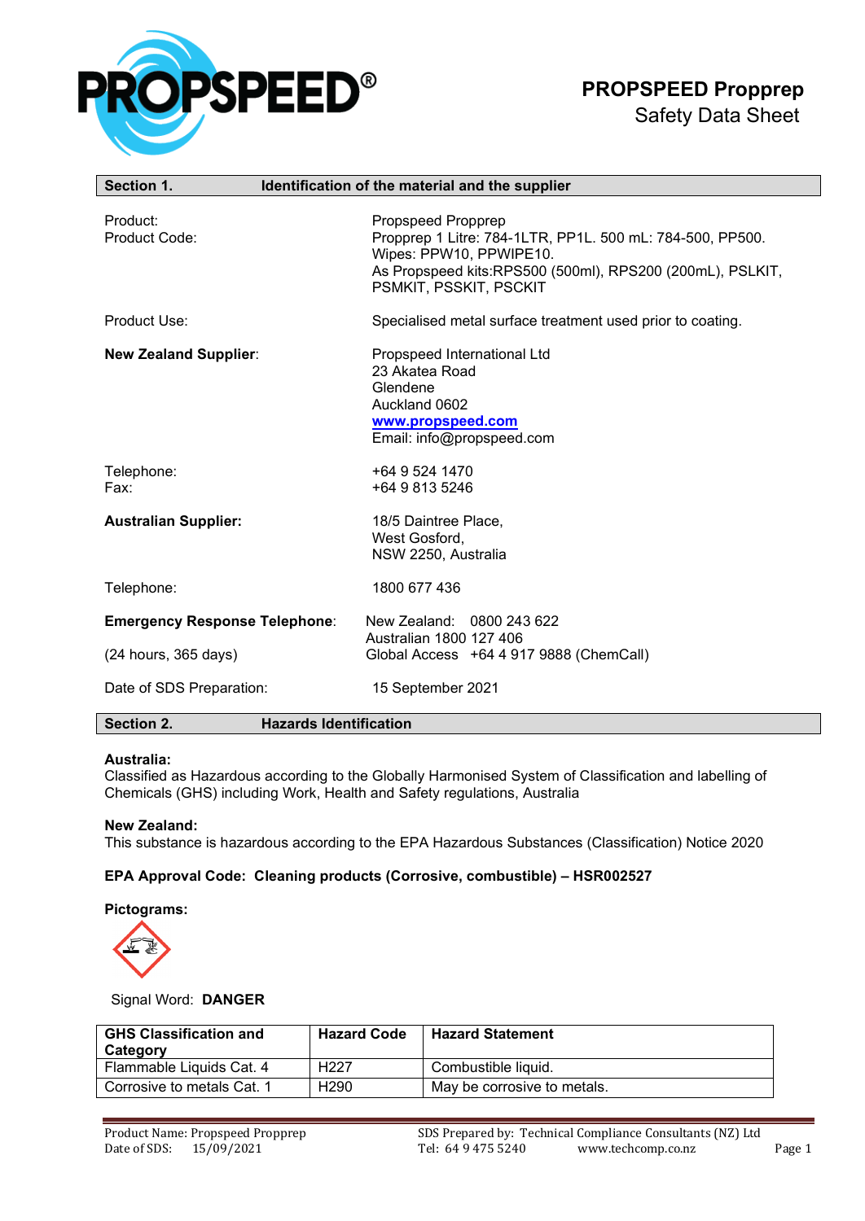# PROPSPEED Propprep
Safety Data Sheet

## Section 1. Identification of the material and the supplier

| | |
|---|---|
| Product: | Propspeed Propprep |
| Product Code: | Propprep 1 Litre: 784-1LTR, PP1L. 500 mL: 784-500, PP500. Wipes: PPW10, PPWIPE10. As Propspeed kits:RPS500 (500ml), RPS200 (200mL), PSLKIT, PSMKIT, PSSKIT, PSCKIT |
| Product Use: | Specialised metal surface treatment used prior to coating. |
| **New Zealand Supplier**: | Propspeed International Ltd<br>23 Akatea Road<br>Glendene<br>Auckland 0602<br>www.propspeed.com<br>Email: info@propspeed.com |
| Telephone:<br>Fax: | +64 9 524 1470<br>+64 9 813 5246 |
| **Australian Supplier:** | 18/5 Daintree Place,<br>West Gosford,<br>NSW 2250, Australia |
| Telephone: | 1800 677 436 |
| **Emergency Response Telephone**:<br>(24 hours, 365 days) | New Zealand: 0800 243 622<br>Australian 1800 127 406<br>Global Access +64 4 917 9888 (ChemCall) |
| Date of SDS Preparation: | 15 September 2021 |

## Section 2. Hazards Identification

**Australia:**
Classified as Hazardous according to the Globally Harmonised System of Classification and labelling of Chemicals (GHS) including Work, Health and Safety regulations, Australia

**New Zealand:**
This substance is hazardous according to the EPA Hazardous Substances (Classification) Notice 2020

**EPA Approval Code: Cleaning products (Corrosive, combustible) – HSR002527**

**Pictograms:**

Signal Word: **DANGER**

| GHS Classification and Category | Hazard Code | Hazard Statement |
|---|---|---|
| Flammable Liquids Cat. 4 | H227 | Combustible liquid. |
| Corrosive to metals Cat. 1 | H290 | May be corrosive to metals. |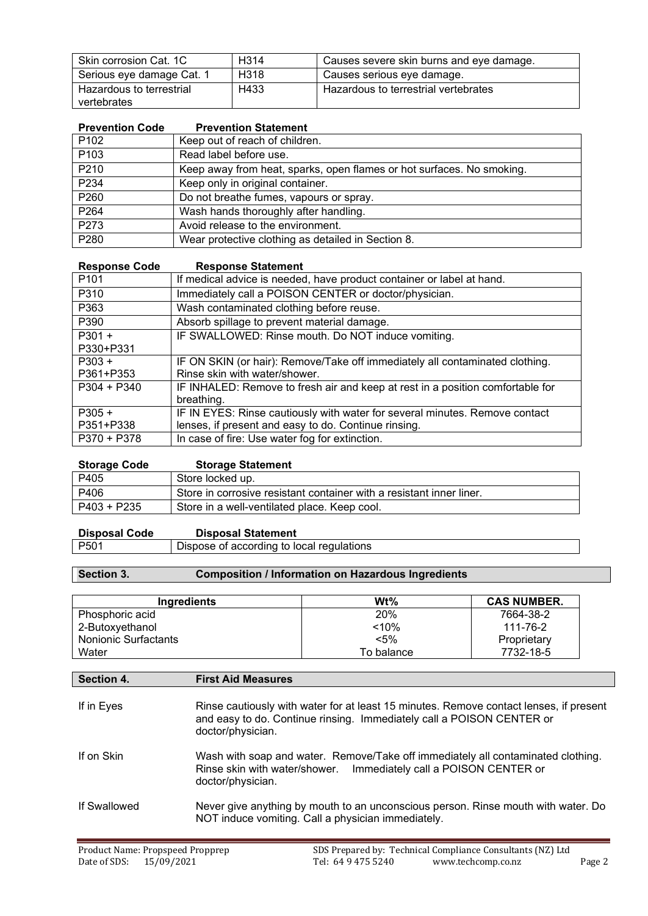| Skin corrosion Cat. 1C | H314 | Causes severe skin burns and eye damage. |
|---|---|---|
| Serious eye damage Cat. 1 | H318 | Causes serious eye damage. |
| Hazardous to terrestrial vertebrates | H433 | Hazardous to terrestrial vertebrates |

| Prevention Code | Prevention Statement |
|---|---|
| P102 | Keep out of reach of children. |
| P103 | Read label before use. |
| P210 | Keep away from heat, sparks, open flames or hot surfaces. No smoking. |
| P234 | Keep only in original container. |
| P260 | Do not breathe fumes, vapours or spray. |
| P264 | Wash hands thoroughly after handling. |
| P273 | Avoid release to the environment. |
| P280 | Wear protective clothing as detailed in Section 8. |

| Response Code | Response Statement |
|---|---|
| P101 | If medical advice is needed, have product container or label at hand. |
| P310 | Immediately call a POISON CENTER or doctor/physician. |
| P363 | Wash contaminated clothing before reuse. |
| P390 | Absorb spillage to prevent material damage. |
| P301 + P330+P331 | IF SWALLOWED: Rinse mouth. Do NOT induce vomiting. |
| P303 + P361+P353 | IF ON SKIN (or hair): Remove/Take off immediately all contaminated clothing. Rinse skin with water/shower. |
| P304 + P340 | IF INHALED: Remove to fresh air and keep at rest in a position comfortable for breathing. |
| P305 + P351+P338 | IF IN EYES: Rinse cautiously with water for several minutes. Remove contact lenses, if present and easy to do. Continue rinsing. |
| P370 + P378 | In case of fire: Use water fog for extinction. |

| Storage Code | Storage Statement |
|---|---|
| P405 | Store locked up. |
| P406 | Store in corrosive resistant container with a resistant inner liner. |
| P403 + P235 | Store in a well-ventilated place. Keep cool. |

| Disposal Code | Disposal Statement |
|---|---|
| P501 | Dispose of according to local regulations |

## Section 3. Composition / Information on Hazardous Ingredients

| Ingredients | Wt% | CAS NUMBER. |
|---|---|---|
| Phosphoric acid | 20% | 7664-38-2 |
| 2-Butoxyethanol | <10% | 111-76-2 |
| Nonionic Surfactants | <5% | Proprietary |
| Water | To balance | 7732-18-5 |

## Section 4. First Aid Measures

**If in Eyes**
Rinse cautiously with water for at least 15 minutes. Remove contact lenses, if present and easy to do. Continue rinsing. Immediately call a POISON CENTER or doctor/physician.

**If on Skin**
Wash with soap and water. Remove/Take off immediately all contaminated clothing. Rinse skin with water/shower. Immediately call a POISON CENTER or doctor/physician.

**If Swallowed**
Never give anything by mouth to an unconscious person. Rinse mouth with water. Do NOT induce vomiting. Call a physician immediately.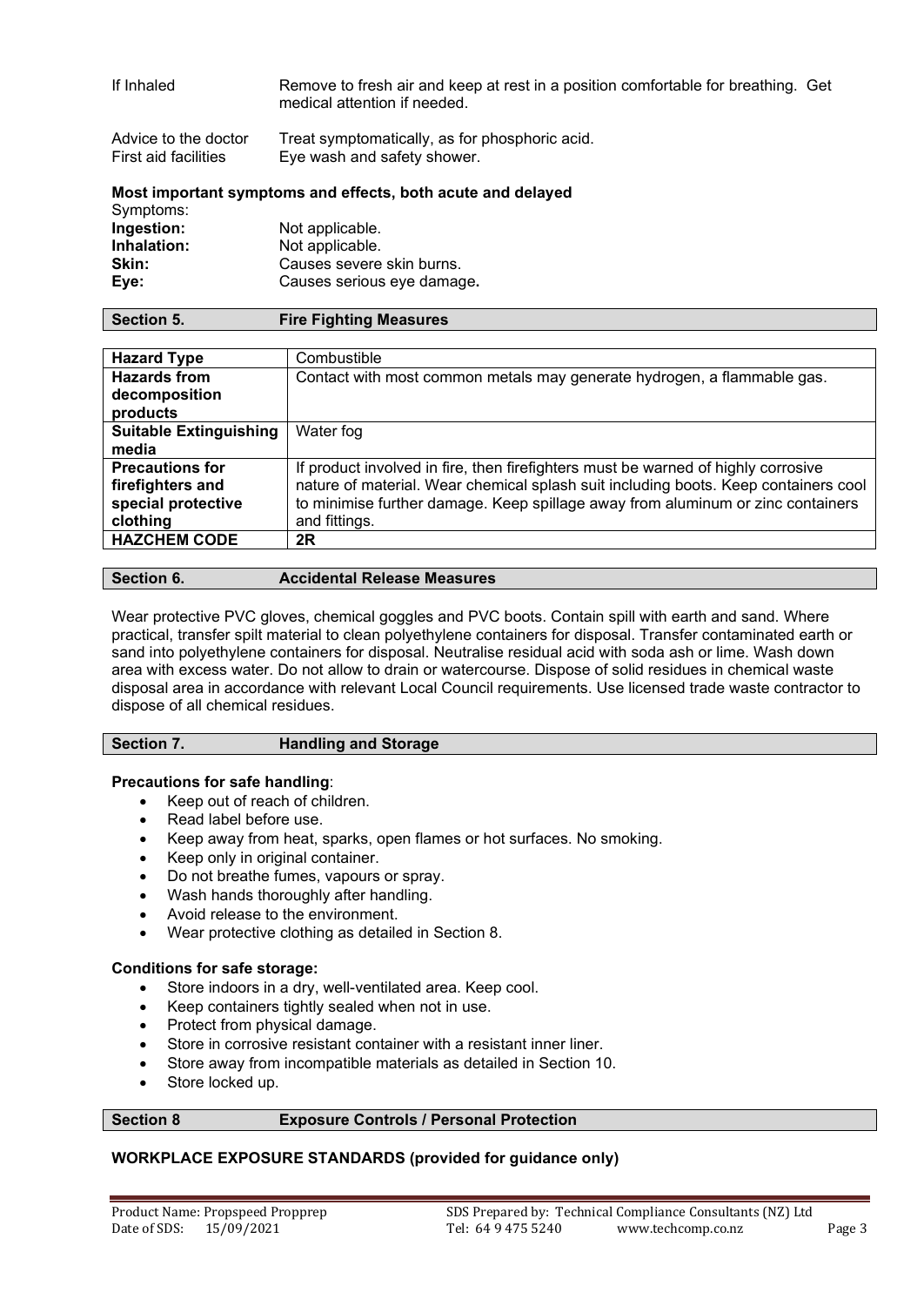| | |
|---|---|
| If Inhaled | Remove to fresh air and keep at rest in a position comfortable for breathing. Get medical attention if needed. |
| Advice to the doctor | Treat symptomatically, as for phosphoric acid. |
| First aid facilities | Eye wash and safety shower. |

**Most important symptoms and effects, both acute and delayed**

Symptoms:

| | |
|---|---|
| **Ingestion:** | Not applicable. |
| **Inhalation:** | Not applicable. |
| **Skin:** | Causes severe skin burns. |
| **Eye:** | Causes serious eye damage**.** |

## Section 5. Fire Fighting Measures

| | |
|---|---|
| **Hazard Type** | Combustible |
| **Hazards from decomposition products** | Contact with most common metals may generate hydrogen, a flammable gas. |
| **Suitable Extinguishing media** | Water fog |
| **Precautions for firefighters and special protective clothing** | If product involved in fire, then firefighters must be warned of highly corrosive nature of material. Wear chemical splash suit including boots. Keep containers cool to minimise further damage. Keep spillage away from aluminum or zinc containers and fittings. |
| **HAZCHEM CODE** | **2R** |

## Section 6. Accidental Release Measures

Wear protective PVC gloves, chemical goggles and PVC boots. Contain spill with earth and sand. Where practical, transfer spilt material to clean polyethylene containers for disposal. Transfer contaminated earth or sand into polyethylene containers for disposal. Neutralise residual acid with soda ash or lime. Wash down area with excess water. Do not allow to drain or watercourse. Dispose of solid residues in chemical waste disposal area in accordance with relevant Local Council requirements. Use licensed trade waste contractor to dispose of all chemical residues.

## Section 7. Handling and Storage

**Precautions for safe handling**:

- Keep out of reach of children.
- Read label before use.
- Keep away from heat, sparks, open flames or hot surfaces. No smoking.
- Keep only in original container.
- Do not breathe fumes, vapours or spray.
- Wash hands thoroughly after handling.
- Avoid release to the environment.
- Wear protective clothing as detailed in Section 8.

**Conditions for safe storage:**

- Store indoors in a dry, well-ventilated area. Keep cool.
- Keep containers tightly sealed when not in use.
- Protect from physical damage.
- Store in corrosive resistant container with a resistant inner liner.
- Store away from incompatible materials as detailed in Section 10.
- Store locked up.

## Section 8 Exposure Controls / Personal Protection

**WORKPLACE EXPOSURE STANDARDS (provided for guidance only)**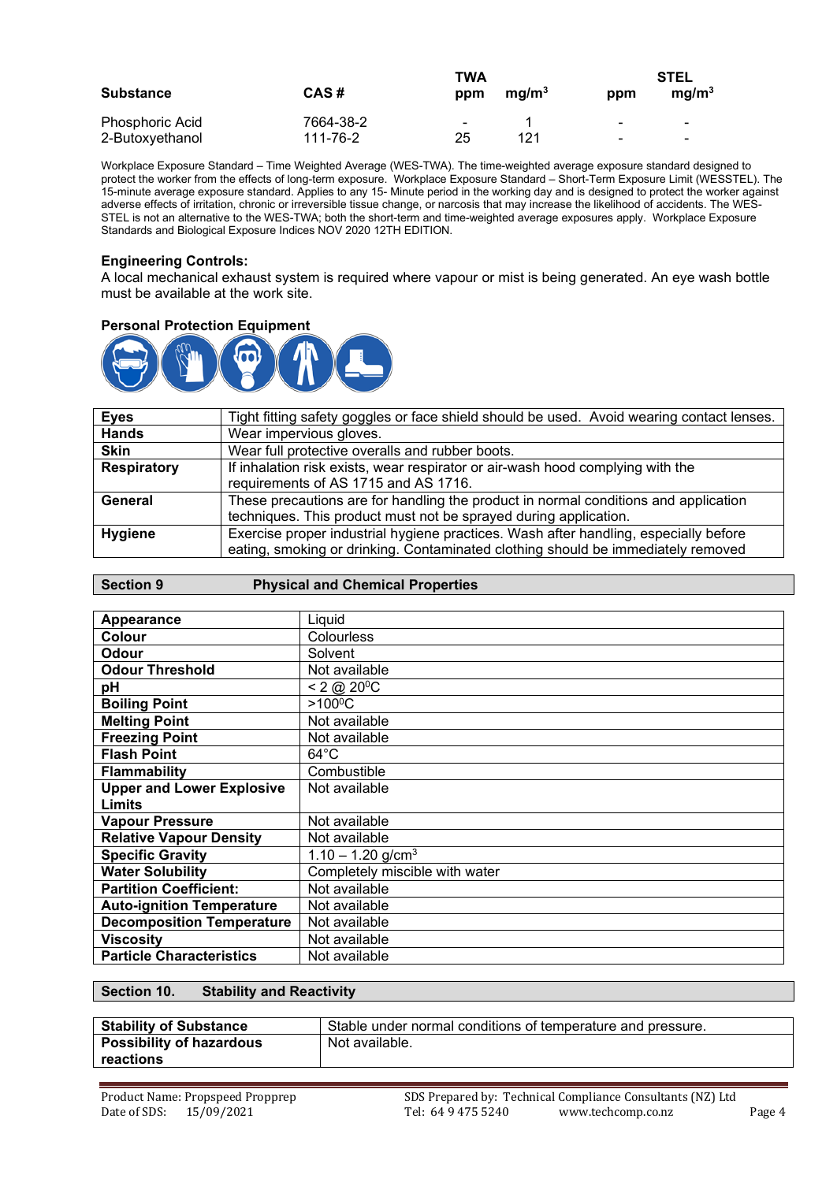| Substance | CAS # | TWA | | STEL | |
|---|---|---|---|---|---|
| | | ppm | $mg/m^3$ | ppm | $mg/m^3$ |
| Phosphoric Acid | 7664-38-2 | - | 1 | - | - |
| 2-Butoxyethanol | 111-76-2 | 25 | 121 | - | - |

Workplace Exposure Standard – Time Weighted Average (WES-TWA). The time-weighted average exposure standard designed to protect the worker from the effects of long-term exposure. Workplace Exposure Standard – Short-Term Exposure Limit (WESSTEL). The 15-minute average exposure standard. Applies to any 15- Minute period in the working day and is designed to protect the worker against adverse effects of irritation, chronic or irreversible tissue change, or narcosis that may increase the likelihood of accidents. The WES-STEL is not an alternative to the WES-TWA; both the short-term and time-weighted average exposures apply. Workplace Exposure Standards and Biological Exposure Indices NOV 2020 12TH EDITION.

**Engineering Controls:**

A local mechanical exhaust system is required where vapour or mist is being generated. An eye wash bottle must be available at the work site.

**Personal Protection Equipment**

| | |
|---|---|
| **Eyes** | Tight fitting safety goggles or face shield should be used. Avoid wearing contact lenses. |
| **Hands** | Wear impervious gloves. |
| **Skin** | Wear full protective overalls and rubber boots. |
| **Respiratory** | If inhalation risk exists, wear respirator or air-wash hood complying with the requirements of AS 1715 and AS 1716. |
| **General** | These precautions are for handling the product in normal conditions and application techniques. This product must not be sprayed during application. |
| **Hygiene** | Exercise proper industrial hygiene practices. Wash after handling, especially before eating, smoking or drinking. Contaminated clothing should be immediately removed |

## Section 9 Physical and Chemical Properties

| | |
|---|---|
| **Appearance** | Liquid |
| **Colour** | Colourless |
| **Odour** | Solvent |
| **Odour Threshold** | Not available |
| **pH** | < 2 @ 20⁰C |
| **Boiling Point** | >100⁰C |
| **Melting Point** | Not available |
| **Freezing Point** | Not available |
| **Flash Point** | 64°C |
| **Flammability** | Combustible |
| **Upper and Lower Explosive Limits** | Not available |
| **Vapour Pressure** | Not available |
| **Relative Vapour Density** | Not available |
| **Specific Gravity** | 1.10 – 1.20 $g/cm^3$ |
| **Water Solubility** | Completely miscible with water |
| **Partition Coefficient:** | Not available |
| **Auto-ignition Temperature** | Not available |
| **Decomposition Temperature** | Not available |
| **Viscosity** | Not available |
| **Particle Characteristics** | Not available |

## Section 10. Stability and Reactivity

| | |
|---|---|
| **Stability of Substance** | Stable under normal conditions of temperature and pressure. |
| **Possibility of hazardous reactions** | Not available. |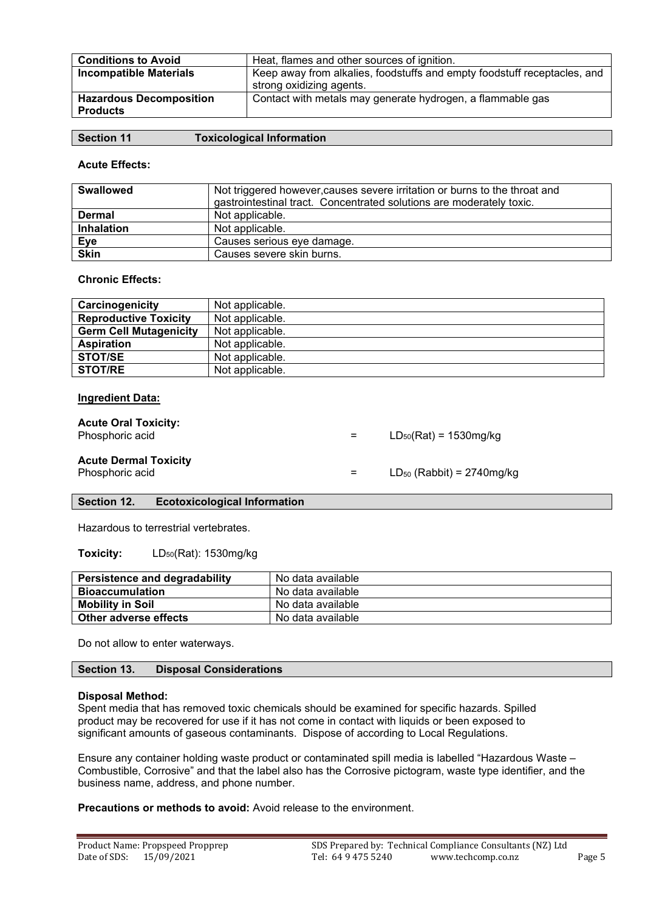| Conditions to Avoid | Heat, flames and other sources of ignition. |
| --- | --- |
| **Incompatible Materials** | Keep away from alkalies, foodstuffs and empty foodstuff receptacles, and strong oxidizing agents. |
| **Hazardous Decomposition Products** | Contact with metals may generate hydrogen, a flammable gas |

## Section 11 Toxicological Information

**Acute Effects:**

| Swallowed | Not triggered however,causes severe irritation or burns to the throat and gastrointestinal tract. Concentrated solutions are moderately toxic. |
| --- | --- |
| **Dermal** | Not applicable. |
| **Inhalation** | Not applicable. |
| **Eye** | Causes serious eye damage. |
| **Skin** | Causes severe skin burns. |

**Chronic Effects:**

| Carcinogenicity | Not applicable. |
| --- | --- |
| **Reproductive Toxicity** | Not applicable. |
| **Germ Cell Mutagenicity** | Not applicable. |
| **Aspiration** | Not applicable. |
| **STOT/SE** | Not applicable. |
| **STOT/RE** | Not applicable. |

**Ingredient Data:**

**Acute Oral Toxicity:**
Phosphoric acid = $LD_{50}$(Rat) = 1530mg/kg

**Acute Dermal Toxicity**
Phosphoric acid = $LD_{50}$ (Rabbit) = 2740mg/kg

## Section 12. Ecotoxicological Information

Hazardous to terrestrial vertebrates.

**Toxicity:** $LD_{50}$(Rat): 1530mg/kg

| Persistence and degradability | No data available |
| --- | --- |
| **Bioaccumulation** | No data available |
| **Mobility in Soil** | No data available |
| **Other adverse effects** | No data available |

Do not allow to enter waterways.

## Section 13. Disposal Considerations

**Disposal Method:**
Spent media that has removed toxic chemicals should be examined for specific hazards. Spilled product may be recovered for use if it has not come in contact with liquids or been exposed to significant amounts of gaseous contaminants. Dispose of according to Local Regulations.

Ensure any container holding waste product or contaminated spill media is labelled "Hazardous Waste – Combustible, Corrosive" and that the label also has the Corrosive pictogram, waste type identifier, and the business name, address, and phone number.

**Precautions or methods to avoid:** Avoid release to the environment.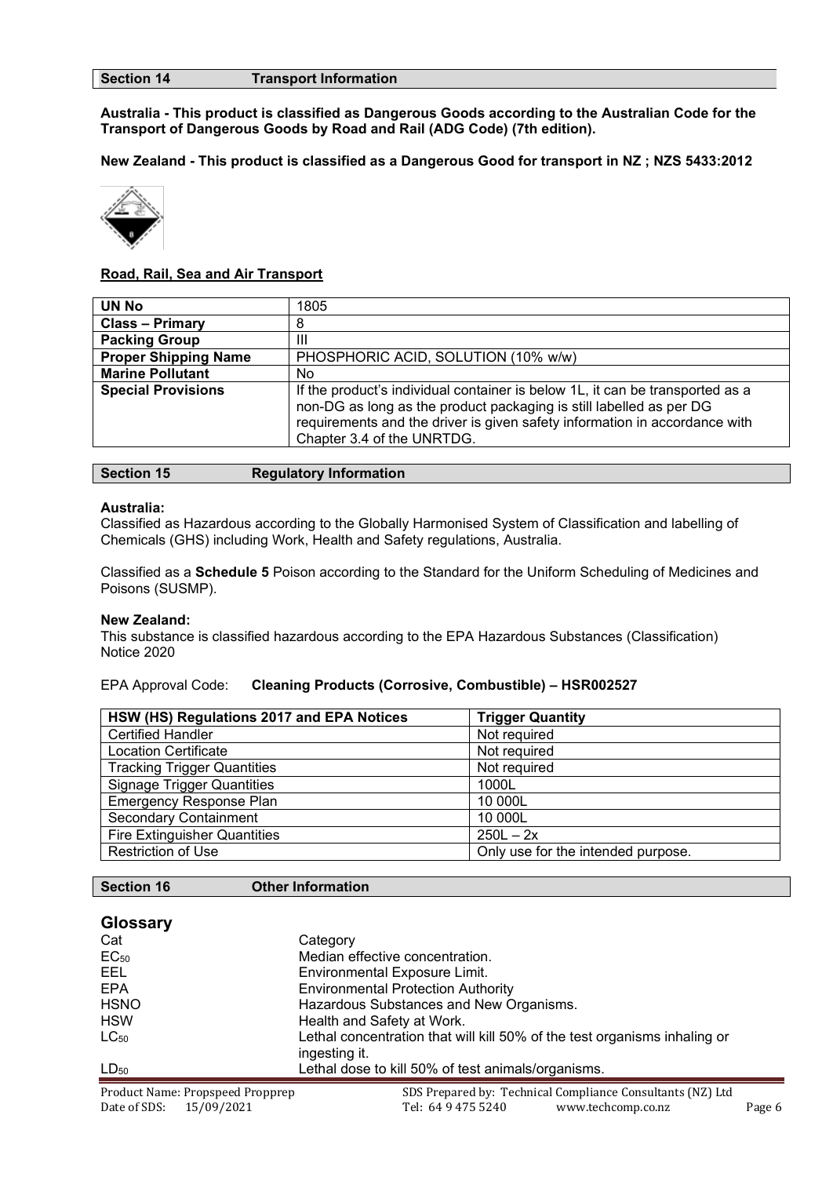## Section 14 Transport Information

**Australia - This product is classified as Dangerous Goods according to the Australian Code for the Transport of Dangerous Goods by Road and Rail (ADG Code) (7th edition).**

**New Zealand - This product is classified as a Dangerous Good for transport in NZ ; NZS 5433:2012**

**Road, Rail, Sea and Air Transport**

| **UN No** | 1805 |
|---|---|
| **Class – Primary** | 8 |
| **Packing Group** | III |
| **Proper Shipping Name** | PHOSPHORIC ACID, SOLUTION (10% w/w) |
| **Marine Pollutant** | No |
| **Special Provisions** | If the product's individual container is below 1L, it can be transported as a non-DG as long as the product packaging is still labelled as per DG requirements and the driver is given safety information in accordance with Chapter 3.4 of the UNRTDG. |

## Section 15 Regulatory Information

**Australia:**

Classified as Hazardous according to the Globally Harmonised System of Classification and labelling of Chemicals (GHS) including Work, Health and Safety regulations, Australia.

Classified as a **Schedule 5** Poison according to the Standard for the Uniform Scheduling of Medicines and Poisons (SUSMP).

**New Zealand:**

This substance is classified hazardous according to the EPA Hazardous Substances (Classification) Notice 2020

EPA Approval Code: **Cleaning Products (Corrosive, Combustible) – HSR002527**

| HSW (HS) Regulations 2017 and EPA Notices | Trigger Quantity |
|---|---|
| Certified Handler | Not required |
| Location Certificate | Not required |
| Tracking Trigger Quantities | Not required |
| Signage Trigger Quantities | 1000L |
| Emergency Response Plan | 10 000L |
| Secondary Containment | 10 000L |
| Fire Extinguisher Quantities | 250L – 2x |
| Restriction of Use | Only use for the intended purpose. |

## Section 16 Other Information

### Glossary

| | |
|---|---|
| Cat | Category |
| $EC_{50}$ | Median effective concentration. |
| EEL | Environmental Exposure Limit. |
| EPA | Environmental Protection Authority |
| HSNO | Hazardous Substances and New Organisms. |
| HSW | Health and Safety at Work. |
| $LC_{50}$ | Lethal concentration that will kill 50% of the test organisms inhaling or ingesting it. |
| $LD_{50}$ | Lethal dose to kill 50% of test animals/organisms. |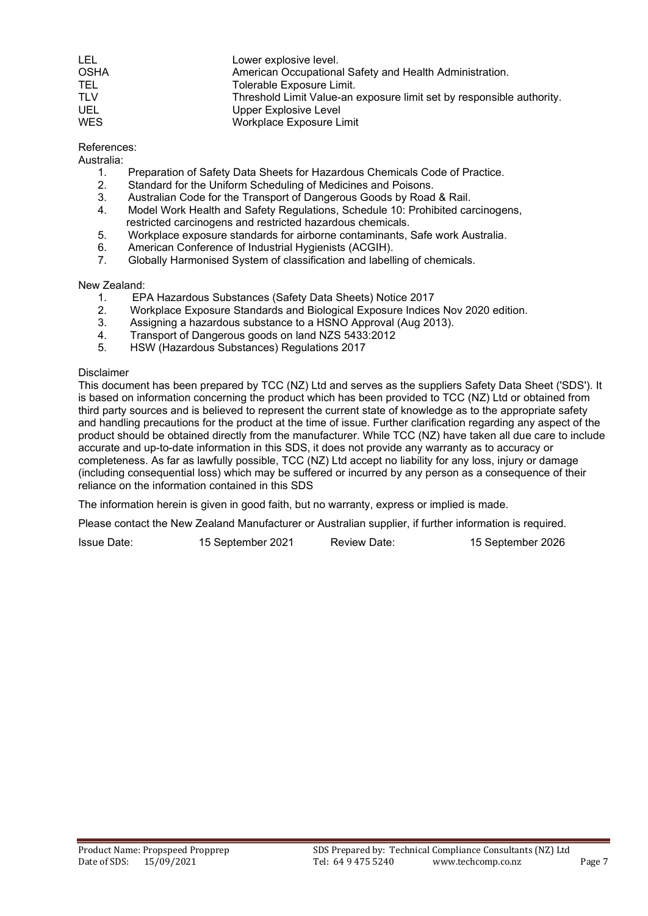| | |
|---|---|
| LEL | Lower explosive level. |
| OSHA | American Occupational Safety and Health Administration. |
| TEL | Tolerable Exposure Limit. |
| TLV | Threshold Limit Value-an exposure limit set by responsible authority. |
| UEL | Upper Explosive Level |
| WES | Workplace Exposure Limit |

References:

Australia:

1. Preparation of Safety Data Sheets for Hazardous Chemicals Code of Practice.
2. Standard for the Uniform Scheduling of Medicines and Poisons.
3. Australian Code for the Transport of Dangerous Goods by Road & Rail.
4. Model Work Health and Safety Regulations, Schedule 10: Prohibited carcinogens, restricted carcinogens and restricted hazardous chemicals.
5. Workplace exposure standards for airborne contaminants, Safe work Australia.
6. American Conference of Industrial Hygienists (ACGIH).
7. Globally Harmonised System of classification and labelling of chemicals.

New Zealand:

1. EPA Hazardous Substances (Safety Data Sheets) Notice 2017
2. Workplace Exposure Standards and Biological Exposure Indices Nov 2020 edition.
3. Assigning a hazardous substance to a HSNO Approval (Aug 2013).
4. Transport of Dangerous goods on land NZS 5433:2012
5. HSW (Hazardous Substances) Regulations 2017

Disclaimer

This document has been prepared by TCC (NZ) Ltd and serves as the suppliers Safety Data Sheet ('SDS'). It is based on information concerning the product which has been provided to TCC (NZ) Ltd or obtained from third party sources and is believed to represent the current state of knowledge as to the appropriate safety and handling precautions for the product at the time of issue. Further clarification regarding any aspect of the product should be obtained directly from the manufacturer. While TCC (NZ) have taken all due care to include accurate and up-to-date information in this SDS, it does not provide any warranty as to accuracy or completeness. As far as lawfully possible, TCC (NZ) Ltd accept no liability for any loss, injury or damage (including consequential loss) which may be suffered or incurred by any person as a consequence of their reliance on the information contained in this SDS

The information herein is given in good faith, but no warranty, express or implied is made.

Please contact the New Zealand Manufacturer or Australian supplier, if further information is required.

Issue Date: 15 September 2021 Review Date: 15 September 2026